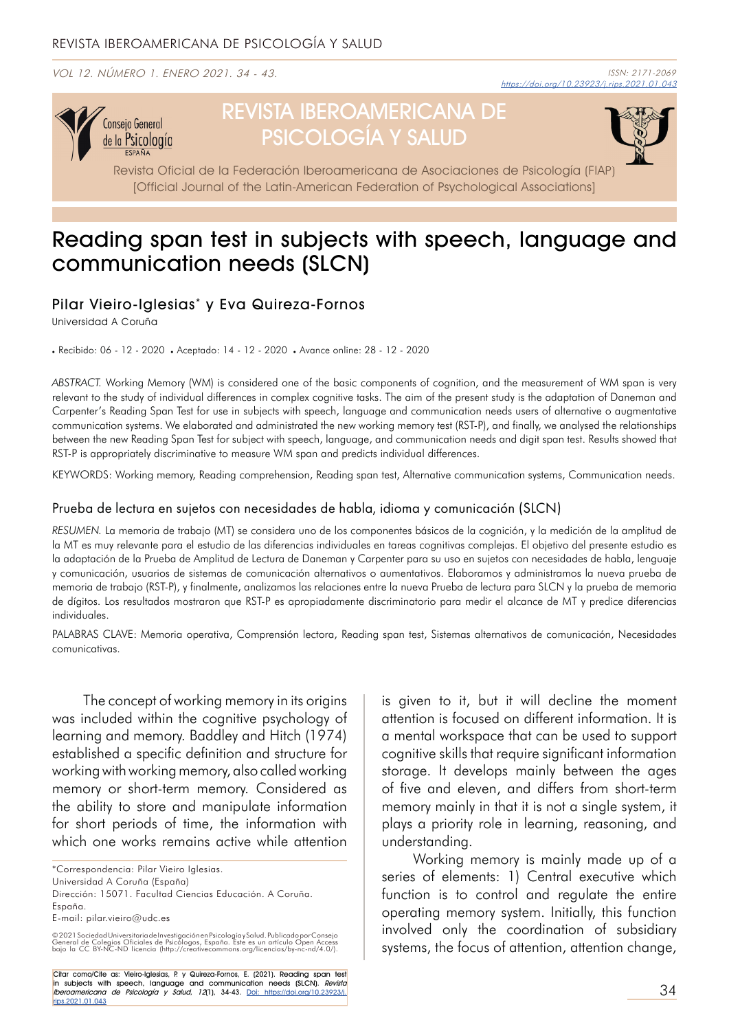# Reading span test in subjects with speech, language and communication needs (SLCN)

## Pilar Vieiro-Iglesias* y Eva Quireza-Fornos

Universidad A Coruña

• Recibido: 06 - 12 - 2020 • Aceptado: 14 - 12 - 2020 • Avance online: 28 - 12 - 2020

*ABSTRACT.* Working Memory (WM) is considered one of the basic components of cognition, and the measurement of WM span is very relevant to the study of individual differences in complex cognitive tasks. The aim of the present study is the adaptation of Daneman and Carpenter's Reading Span Test for use in subjects with speech, language and communication needs users of alternative o augmentative communication systems. We elaborated and administrated the new working memory test (RST-P), and finally, we analysed the relationships between the new Reading Span Test for subject with speech, language, and communication needs and digit span test. Results showed that RST-P is appropriately discriminative to measure WM span and predicts individual differences.

KEYWORDS: Working memory, Reading comprehension, Reading span test, Alternative communication systems, Communication needs.

### Prueba de lectura en sujetos con necesidades de habla, idioma y comunicación (SLCN)

*RESUMEN.* La memoria de trabajo (MT) se considera uno de los componentes básicos de la cognición, y la medición de la amplitud de la MT es muy relevante para el estudio de las diferencias individuales en tareas cognitivas complejas. El objetivo del presente estudio es la adaptación de la Prueba de Amplitud de Lectura de Daneman y Carpenter para su uso en sujetos con necesidades de habla, lenguaje y comunicación, usuarios de sistemas de comunicación alternativos o aumentativos. Elaboramos y administramos la nueva prueba de memoria de trabajo (RST-P), y finalmente, analizamos las relaciones entre la nueva Prueba de lectura para SLCN y la prueba de memoria de dígitos. Los resultados mostraron que RST-P es apropiadamente discriminatorio para medir el alcance de MT y predice diferencias individuales.

PALABRAS CLAVE: Memoria operativa, Comprensión lectora, Reading span test, Sistemas alternativos de comunicación, Necesidades comunicativas.

The concept of working memory in its origins was included within the cognitive psychology of learning and memory. Baddley and Hitch (1974) established a specific definition and structure for working with working memory, also called working memory or short-term memory. Considered as the ability to store and manipulate information for short periods of time, the information with which one works remains active while attention is given to it, but it will decline the moment attention is focused on different information. It is a mental workspace that can be used to support cognitive skills that require significant information storage. It develops mainly between the ages of five and eleven, and differs from short-term memory mainly in that it is not a single system, it plays a priority role in learning, reasoning, and understanding.

Working memory is mainly made up of a series of elements: 1) Central executive which function is to control and regulate the entire operating memory system. Initially, this function involved only the coordination of subsidiary systems, the focus of attention, attention change,

*Correspondencia: Pilar Vieiro Iglesias.
Universidad A Coruña (España)
Dirección: 15071. Facultad Ciencias Educación. A Coruña. España.
E-mail: pilar.vieiro@udc.es

©2021 Sociedad Universitaria de Investigación en Psicología y Salud. Publicado por Consejo General de Colegios Oficiales de Psicólogos, España. Este es un artículo Open Access bajo la CC BY-NC-ND licencia (http://creativecommons.org/licencias/by-nc-nd/4.0/).

Citar como/Cite as: Vieiro-Iglesias, P. y Quireza-Fornos, E. (2021). Reading span test in subjects with speech, language and communication needs (SLCN). *Revista Iberoamericana de Psicología y Salud, 12*(1), 34-43. Doi: https://doi.org/10.23923/j.rips.2021.01.043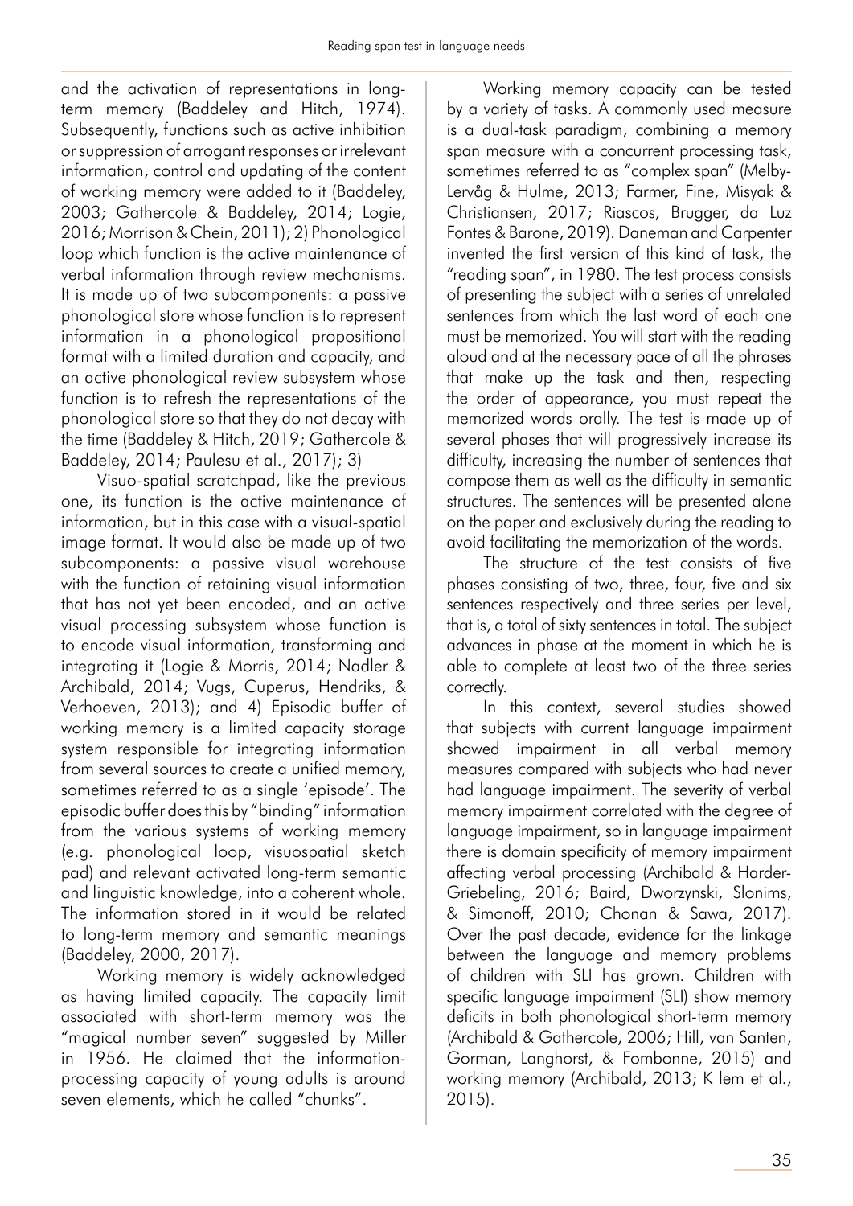and the activation of representations in long-term memory (Baddeley and Hitch, 1974). Subsequently, functions such as active inhibition or suppression of arrogant responses or irrelevant information, control and updating of the content of working memory were added to it (Baddeley, 2003; Gathercole & Baddeley, 2014; Logie, 2016; Morrison & Chein, 2011); 2) Phonological loop which function is the active maintenance of verbal information through review mechanisms. It is made up of two subcomponents: a passive phonological store whose function is to represent information in a phonological propositional format with a limited duration and capacity, and an active phonological review subsystem whose function is to refresh the representations of the phonological store so that they do not decay with the time (Baddeley & Hitch, 2019; Gathercole & Baddeley, 2014; Paulesu et al., 2017); 3)

Visuo-spatial scratchpad, like the previous one, its function is the active maintenance of information, but in this case with a visual-spatial image format. It would also be made up of two subcomponents: a passive visual warehouse with the function of retaining visual information that has not yet been encoded, and an active visual processing subsystem whose function is to encode visual information, transforming and integrating it (Logie & Morris, 2014; Nadler & Archibald, 2014; Vugs, Cuperus, Hendriks, & Verhoeven, 2013); and 4) Episodic buffer of working memory is a limited capacity storage system responsible for integrating information from several sources to create a unified memory, sometimes referred to as a single 'episode'. The episodic buffer does this by "binding" information from the various systems of working memory (e.g. phonological loop, visuospatial sketch pad) and relevant activated long-term semantic and linguistic knowledge, into a coherent whole. The information stored in it would be related to long-term memory and semantic meanings (Baddeley, 2000, 2017).

Working memory is widely acknowledged as having limited capacity. The capacity limit associated with short-term memory was the "magical number seven" suggested by Miller in 1956. He claimed that the information-processing capacity of young adults is around seven elements, which he called "chunks".

Working memory capacity can be tested by a variety of tasks. A commonly used measure is a dual-task paradigm, combining a memory span measure with a concurrent processing task, sometimes referred to as "complex span" (Melby-Lervåg & Hulme, 2013; Farmer, Fine, Misyak & Christiansen, 2017; Riascos, Brugger, da Luz Fontes & Barone, 2019). Daneman and Carpenter invented the first version of this kind of task, the "reading span", in 1980. The test process consists of presenting the subject with a series of unrelated sentences from which the last word of each one must be memorized. You will start with the reading aloud and at the necessary pace of all the phrases that make up the task and then, respecting the order of appearance, you must repeat the memorized words orally. The test is made up of several phases that will progressively increase its difficulty, increasing the number of sentences that compose them as well as the difficulty in semantic structures. The sentences will be presented alone on the paper and exclusively during the reading to avoid facilitating the memorization of the words.

The structure of the test consists of five phases consisting of two, three, four, five and six sentences respectively and three series per level, that is, a total of sixty sentences in total. The subject advances in phase at the moment in which he is able to complete at least two of the three series correctly.

In this context, several studies showed that subjects with current language impairment showed impairment in all verbal memory measures compared with subjects who had never had language impairment. The severity of verbal memory impairment correlated with the degree of language impairment, so in language impairment there is domain specificity of memory impairment affecting verbal processing (Archibald & Harder-Griebeling, 2016; Baird, Dworzynski, Slonims, & Simonoff, 2010; Chonan & Sawa, 2017). Over the past decade, evidence for the linkage between the language and memory problems of children with SLI has grown. Children with specific language impairment (SLI) show memory deficits in both phonological short-term memory (Archibald & Gathercole, 2006; Hill, van Santen, Gorman, Langhorst, & Fombonne, 2015) and working memory (Archibald, 2013; K lem et al., 2015).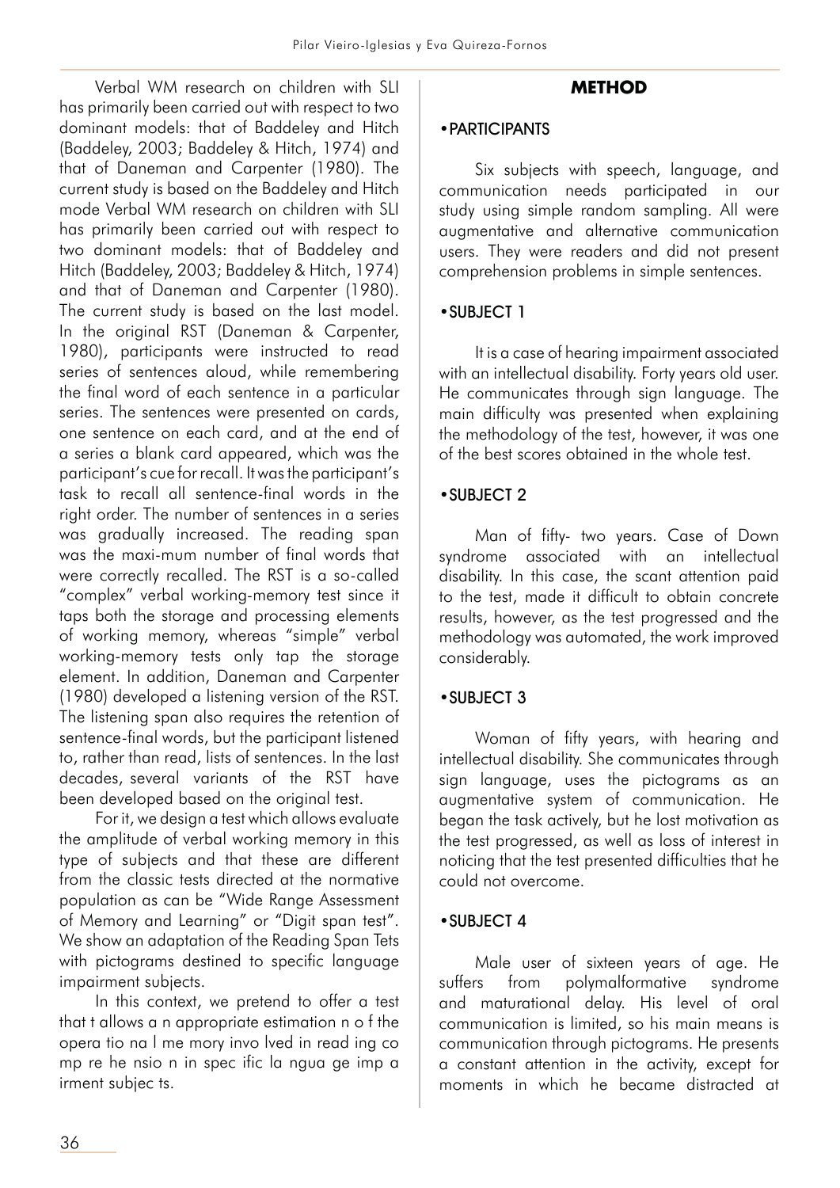Verbal WM research on children with SLI has primarily been carried out with respect to two dominant models: that of Baddeley and Hitch (Baddeley, 2003; Baddeley & Hitch, 1974) and that of Daneman and Carpenter (1980). The current study is based on the Baddeley and Hitch mode Verbal WM research on children with SLI has primarily been carried out with respect to two dominant models: that of Baddeley and Hitch (Baddeley, 2003; Baddeley & Hitch, 1974) and that of Daneman and Carpenter (1980). The current study is based on the last model. In the original RST (Daneman & Carpenter, 1980), participants were instructed to read series of sentences aloud, while remembering the final word of each sentence in a particular series. The sentences were presented on cards, one sentence on each card, and at the end of a series a blank card appeared, which was the participant's cue for recall. It was the participant's task to recall all sentence-final words in the right order. The number of sentences in a series was gradually increased. The reading span was the maxi-mum number of final words that were correctly recalled. The RST is a so-called "complex" verbal working-memory test since it taps both the storage and processing elements of working memory, whereas "simple" verbal working-memory tests only tap the storage element. In addition, Daneman and Carpenter (1980) developed a listening version of the RST. The listening span also requires the retention of sentence-final words, but the participant listened to, rather than read, lists of sentences. In the last decades, several variants of the RST have been developed based on the original test.

For it, we design a test which allows evaluate the amplitude of verbal working memory in this type of subjects and that these are different from the classic tests directed at the normative population as can be "Wide Range Assessment of Memory and Learning" or "Digit span test". We show an adaptation of the Reading Span Tets with pictograms destined to specific language impairment subjects.

In this context, we pretend to offer a test that t allows a n appropriate estimation n o f the opera tio na l me mory invo lved in read ing co mp re he nsio n in spec ific la ngua ge imp a irment subjec ts.

## METHOD

### • PARTICIPANTS

Six subjects with speech, language, and communication needs participated in our study using simple random sampling. All were augmentative and alternative communication users. They were readers and did not present comprehension problems in simple sentences.

### • SUBJECT 1

It is a case of hearing impairment associated with an intellectual disability. Forty years old user. He communicates through sign language. The main difficulty was presented when explaining the methodology of the test, however, it was one of the best scores obtained in the whole test.

### • SUBJECT 2

Man of fifty- two years. Case of Down syndrome associated with an intellectual disability. In this case, the scant attention paid to the test, made it difficult to obtain concrete results, however, as the test progressed and the methodology was automated, the work improved considerably.

### • SUBJECT 3

Woman of fifty years, with hearing and intellectual disability. She communicates through sign language, uses the pictograms as an augmentative system of communication. He began the task actively, but he lost motivation as the test progressed, as well as loss of interest in noticing that the test presented difficulties that he could not overcome.

### • SUBJECT 4

Male user of sixteen years of age. He suffers from polymalformative syndrome and maturational delay. His level of oral communication is limited, so his main means is communication through pictograms. He presents a constant attention in the activity, except for moments in which he became distracted at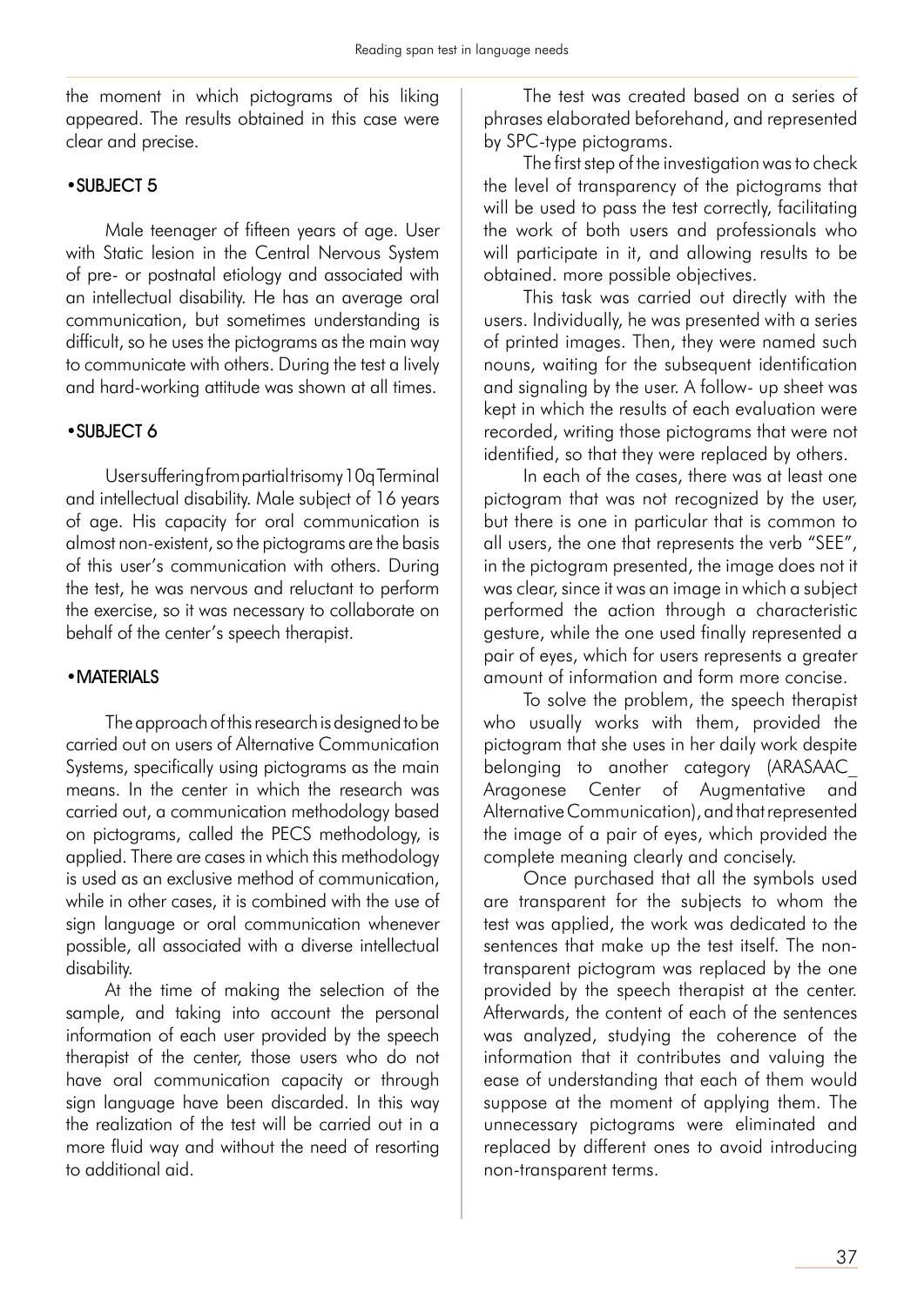the moment in which pictograms of his liking appeared. The results obtained in this case were clear and precise.

### •SUBJECT 5

Male teenager of fifteen years of age. User with Static lesion in the Central Nervous System of pre- or postnatal etiology and associated with an intellectual disability. He has an average oral communication, but sometimes understanding is difficult, so he uses the pictograms as the main way to communicate with others. During the test a lively and hard-working attitude was shown at all times.

### •SUBJECT 6

User suffering from partial trisomy 10q Terminal and intellectual disability. Male subject of 16 years of age. His capacity for oral communication is almost non-existent, so the pictograms are the basis of this user's communication with others. During the test, he was nervous and reluctant to perform the exercise, so it was necessary to collaborate on behalf of the center's speech therapist.

### •MATERIALS

The approach of this research is designed to be carried out on users of Alternative Communication Systems, specifically using pictograms as the main means. In the center in which the research was carried out, a communication methodology based on pictograms, called the PECS methodology, is applied. There are cases in which this methodology is used as an exclusive method of communication, while in other cases, it is combined with the use of sign language or oral communication whenever possible, all associated with a diverse intellectual disability.

At the time of making the selection of the sample, and taking into account the personal information of each user provided by the speech therapist of the center, those users who do not have oral communication capacity or through sign language have been discarded. In this way the realization of the test will be carried out in a more fluid way and without the need of resorting to additional aid.

The test was created based on a series of phrases elaborated beforehand, and represented by SPC-type pictograms.

The first step of the investigation was to check the level of transparency of the pictograms that will be used to pass the test correctly, facilitating the work of both users and professionals who will participate in it, and allowing results to be obtained. more possible objectives.

This task was carried out directly with the users. Individually, he was presented with a series of printed images. Then, they were named such nouns, waiting for the subsequent identification and signaling by the user. A follow- up sheet was kept in which the results of each evaluation were recorded, writing those pictograms that were not identified, so that they were replaced by others.

In each of the cases, there was at least one pictogram that was not recognized by the user, but there is one in particular that is common to all users, the one that represents the verb "SEE", in the pictogram presented, the image does not it was clear, since it was an image in which a subject performed the action through a characteristic gesture, while the one used finally represented a pair of eyes, which for users represents a greater amount of information and form more concise.

To solve the problem, the speech therapist who usually works with them, provided the pictogram that she uses in her daily work despite belonging to another category (ARASAAC_ Aragonese Center of Augmentative and Alternative Communication), and that represented the image of a pair of eyes, which provided the complete meaning clearly and concisely.

Once purchased that all the symbols used are transparent for the subjects to whom the test was applied, the work was dedicated to the sentences that make up the test itself. The non-transparent pictogram was replaced by the one provided by the speech therapist at the center. Afterwards, the content of each of the sentences was analyzed, studying the coherence of the information that it contributes and valuing the ease of understanding that each of them would suppose at the moment of applying them. The unnecessary pictograms were eliminated and replaced by different ones to avoid introducing non-transparent terms.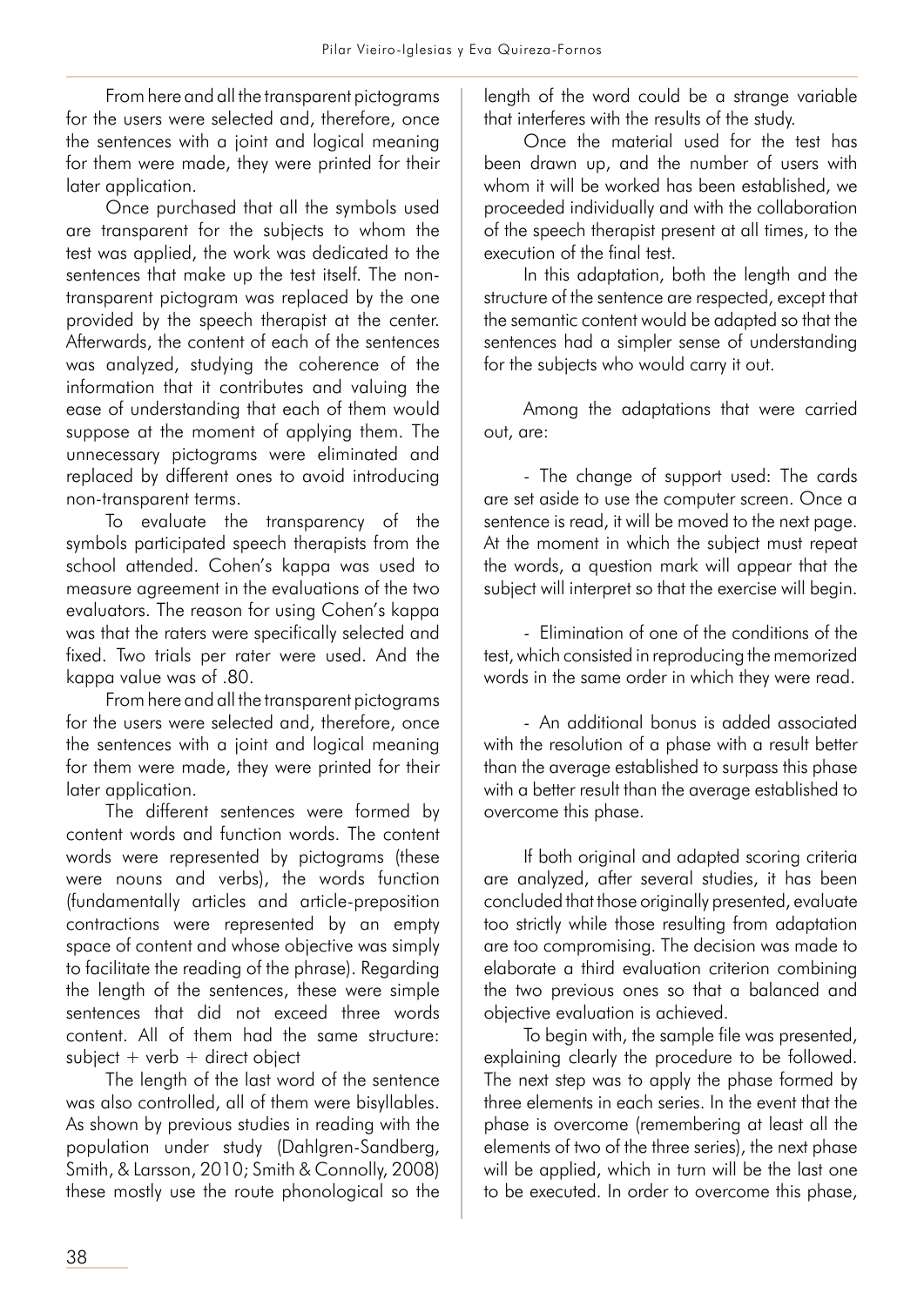From here and all the transparent pictograms for the users were selected and, therefore, once the sentences with a joint and logical meaning for them were made, they were printed for their later application.

Once purchased that all the symbols used are transparent for the subjects to whom the test was applied, the work was dedicated to the sentences that make up the test itself. The non-transparent pictogram was replaced by the one provided by the speech therapist at the center. Afterwards, the content of each of the sentences was analyzed, studying the coherence of the information that it contributes and valuing the ease of understanding that each of them would suppose at the moment of applying them. The unnecessary pictograms were eliminated and replaced by different ones to avoid introducing non-transparent terms.

To evaluate the transparency of the symbols participated speech therapists from the school attended. Cohen's kappa was used to measure agreement in the evaluations of the two evaluators. The reason for using Cohen's kappa was that the raters were specifically selected and fixed. Two trials per rater were used. And the kappa value was of .80.

From here and all the transparent pictograms for the users were selected and, therefore, once the sentences with a joint and logical meaning for them were made, they were printed for their later application.

The different sentences were formed by content words and function words. The content words were represented by pictograms (these were nouns and verbs), the words function (fundamentally articles and article-preposition contractions were represented by an empty space of content and whose objective was simply to facilitate the reading of the phrase). Regarding the length of the sentences, these were simple sentences that did not exceed three words content. All of them had the same structure: subject + verb + direct object

The length of the last word of the sentence was also controlled, all of them were bisyllables. As shown by previous studies in reading with the population under study (Dahlgren-Sandberg, Smith, & Larsson, 2010; Smith & Connolly, 2008) these mostly use the route phonological so the length of the word could be a strange variable that interferes with the results of the study.

Once the material used for the test has been drawn up, and the number of users with whom it will be worked has been established, we proceeded individually and with the collaboration of the speech therapist present at all times, to the execution of the final test.

In this adaptation, both the length and the structure of the sentence are respected, except that the semantic content would be adapted so that the sentences had a simpler sense of understanding for the subjects who would carry it out.

Among the adaptations that were carried out, are:

- The change of support used: The cards are set aside to use the computer screen. Once a sentence is read, it will be moved to the next page. At the moment in which the subject must repeat the words, a question mark will appear that the subject will interpret so that the exercise will begin.

- Elimination of one of the conditions of the test, which consisted in reproducing the memorized words in the same order in which they were read.

- An additional bonus is added associated with the resolution of a phase with a result better than the average established to surpass this phase with a better result than the average established to overcome this phase.

If both original and adapted scoring criteria are analyzed, after several studies, it has been concluded that those originally presented, evaluate too strictly while those resulting from adaptation are too compromising. The decision was made to elaborate a third evaluation criterion combining the two previous ones so that a balanced and objective evaluation is achieved.

To begin with, the sample file was presented, explaining clearly the procedure to be followed. The next step was to apply the phase formed by three elements in each series. In the event that the phase is overcome (remembering at least all the elements of two of the three series), the next phase will be applied, which in turn will be the last one to be executed. In order to overcome this phase,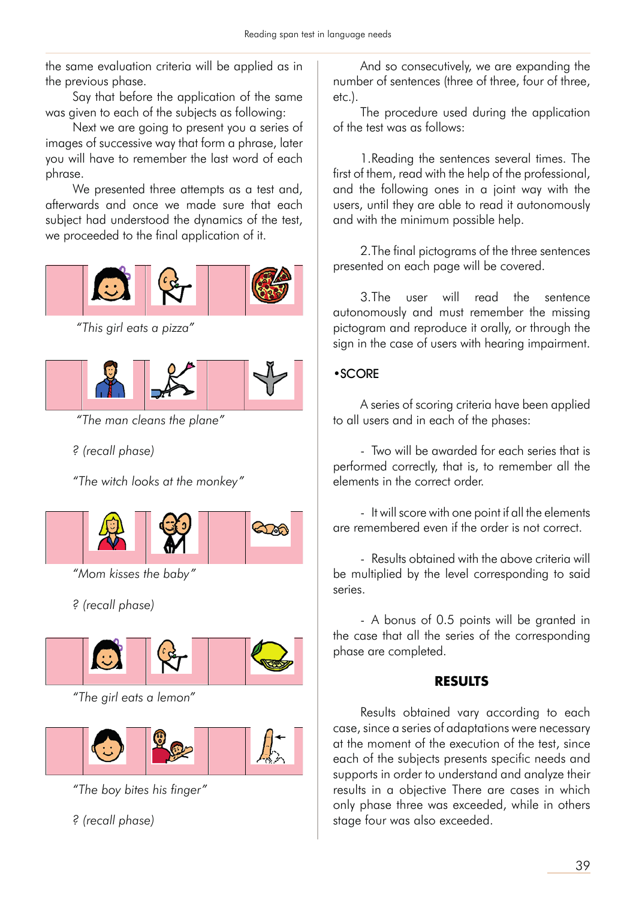the same evaluation criteria will be applied as in the previous phase.

Say that before the application of the same was given to each of the subjects as following:

Next we are going to present you a series of images of successive way that form a phrase, later you will have to remember the last word of each phrase.

We presented three attempts as a test and, afterwards and once we made sure that each subject had understood the dynamics of the test, we proceeded to the final application of it.

*"This girl eats a pizza"*

*"The man cleans the plane"*

*? (recall phase)*

*"The witch looks at the monkey"*

*"Mom kisses the baby"*

*? (recall phase)*

*"The girl eats a lemon"*

*"The boy bites his finger"*

*? (recall phase)*

And so consecutively, we are expanding the number of sentences (three of three, four of three, etc.).

The procedure used during the application of the test was as follows:

1.Reading the sentences several times. The first of them, read with the help of the professional, and the following ones in a joint way with the users, until they are able to read it autonomously and with the minimum possible help.

2.The final pictograms of the three sentences presented on each page will be covered.

3.The user will read the sentence autonomously and must remember the missing pictogram and reproduce it orally, or through the sign in the case of users with hearing impairment.

•SCORE

A series of scoring criteria have been applied to all users and in each of the phases:

- Two will be awarded for each series that is performed correctly, that is, to remember all the elements in the correct order.

- It will score with one point if all the elements are remembered even if the order is not correct.

- Results obtained with the above criteria will be multiplied by the level corresponding to said series.

- A bonus of 0.5 points will be granted in the case that all the series of the corresponding phase are completed.

## RESULTS

Results obtained vary according to each case, since a series of adaptations were necessary at the moment of the execution of the test, since each of the subjects presents specific needs and supports in order to understand and analyze their results in a objective There are cases in which only phase three was exceeded, while in others stage four was also exceeded.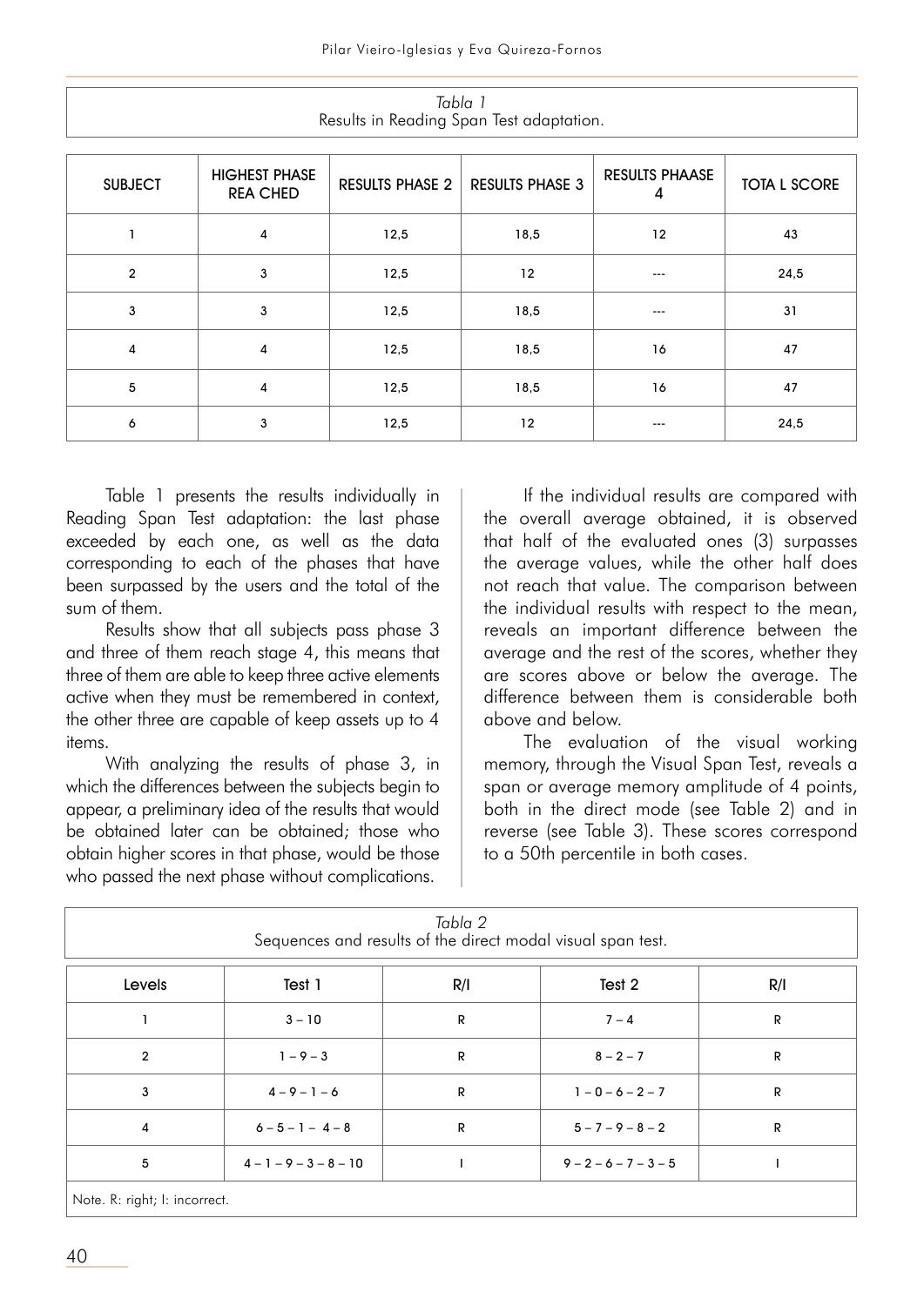*Tabla 1*
Results in Reading Span Test adaptation.

| SUBJECT | HIGHEST PHASE REA CHED | RESULTS PHASE 2 | RESULTS PHASE 3 | RESULTS PHAASE 4 | TOTA L SCORE |
|---|---|---|---|---|---|
| 1 | 4 | 12,5 | 18,5 | 12 | 43 |
| 2 | 3 | 12,5 | 12 | --- | 24,5 |
| 3 | 3 | 12,5 | 18,5 | --- | 31 |
| 4 | 4 | 12,5 | 18,5 | 16 | 47 |
| 5 | 4 | 12,5 | 18,5 | 16 | 47 |
| 6 | 3 | 12,5 | 12 | --- | 24,5 |

Table 1 presents the results individually in Reading Span Test adaptation: the last phase exceeded by each one, as well as the data corresponding to each of the phases that have been surpassed by the users and the total of the sum of them.

Results show that all subjects pass phase 3 and three of them reach stage 4, this means that three of them are able to keep three active elements active when they must be remembered in context, the other three are capable of keep assets up to 4 items.

With analyzing the results of phase 3, in which the differences between the subjects begin to appear, a preliminary idea of the results that would be obtained later can be obtained; those who obtain higher scores in that phase, would be those who passed the next phase without complications.

If the individual results are compared with the overall average obtained, it is observed that half of the evaluated ones (3) surpasses the average values, while the other half does not reach that value. The comparison between the individual results with respect to the mean, reveals an important difference between the average and the rest of the scores, whether they are scores above or below the average. The difference between them is considerable both above and below.

The evaluation of the visual working memory, through the Visual Span Test, reveals a span or average memory amplitude of 4 points, both in the direct mode (see Table 2) and in reverse (see Table 3). These scores correspond to a 50th percentile in both cases.

*Tabla 2*
Sequences and results of the direct modal visual span test.

| Levels | Test 1 | R/I | Test 2 | R/I |
|---|---|---|---|---|
| 1 | 3 – 10 | R | 7 – 4 | R |
| 2 | 1 – 9 – 3 | R | 8 – 2 – 7 | R |
| 3 | 4 – 9 – 1 – 6 | R | 1 – 0 – 6 – 2 – 7 | R |
| 4 | 6 – 5 – 1 – 4 – 8 | R | 5 – 7 – 9 – 8 – 2 | R |
| 5 | 4 – 1 – 9 – 3 – 8 – 10 | I | 9 – 2 – 6 – 7 – 3 – 5 | I |

Note. R: right; I: incorrect.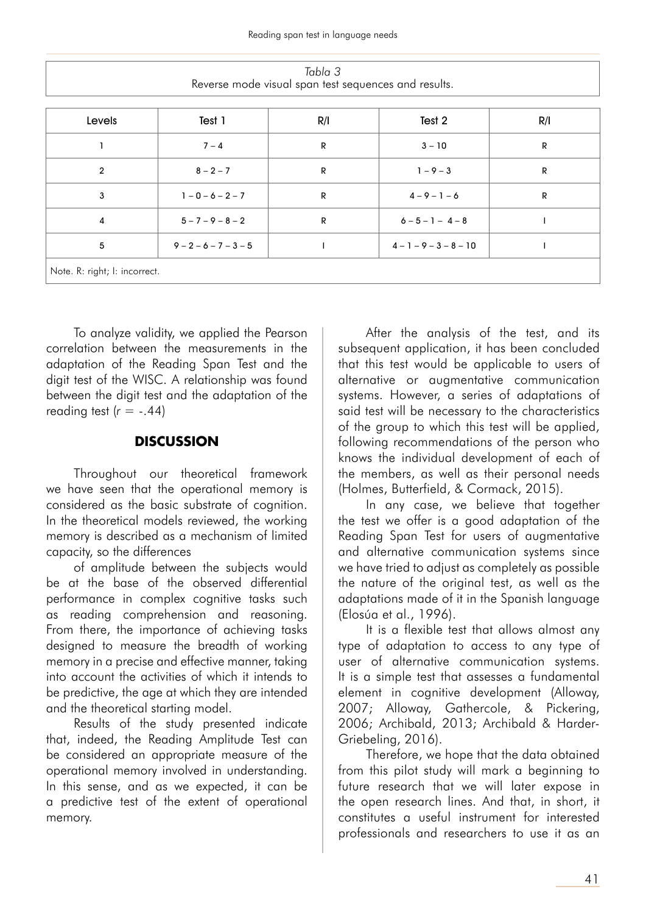*Tabla 3*
Reverse mode visual span test sequences and results.

| Levels | Test 1 | R/I | Test 2 | R/I |
|---|---|---|---|---|
| 1 | 7 – 4 | R | 3 – 10 | R |
| 2 | 8 – 2 – 7 | R | 1 – 9 – 3 | R |
| 3 | 1 – 0 – 6 – 2 – 7 | R | 4 – 9 – 1 – 6 | R |
| 4 | 5 – 7 – 9 – 8 – 2 | R | 6 – 5 – 1 – 4 – 8 | I |
| 5 | 9 – 2 – 6 – 7 – 3 – 5 | I | 4 – 1 – 9 – 3 – 8 – 10 | I |

Note. R: right; I: incorrect.

To analyze validity, we applied the Pearson correlation between the measurements in the adaptation of the Reading Span Test and the digit test of the WISC. A relationship was found between the digit test and the adaptation of the reading test ($r$ = -.44)

## DISCUSSION

Throughout our theoretical framework we have seen that the operational memory is considered as the basic substrate of cognition. In the theoretical models reviewed, the working memory is described as a mechanism of limited capacity, so the differences of amplitude between the subjects would be at the base of the observed differential performance in complex cognitive tasks such as reading comprehension and reasoning. From there, the importance of achieving tasks designed to measure the breadth of working memory in a precise and effective manner, taking into account the activities of which it intends to be predictive, the age at which they are intended and the theoretical starting model.

Results of the study presented indicate that, indeed, the Reading Amplitude Test can be considered an appropriate measure of the operational memory involved in understanding. In this sense, and as we expected, it can be a predictive test of the extent of operational memory.

After the analysis of the test, and its subsequent application, it has been concluded that this test would be applicable to users of alternative or augmentative communication systems. However, a series of adaptations of said test will be necessary to the characteristics of the group to which this test will be applied, following recommendations of the person who knows the individual development of each of the members, as well as their personal needs (Holmes, Butterfield, & Cormack, 2015).

In any case, we believe that together the test we offer is a good adaptation of the Reading Span Test for users of augmentative and alternative communication systems since we have tried to adjust as completely as possible the nature of the original test, as well as the adaptations made of it in the Spanish language (Elosúa et al., 1996).

It is a flexible test that allows almost any type of adaptation to access to any type of user of alternative communication systems. It is a simple test that assesses a fundamental element in cognitive development (Alloway, 2007; Alloway, Gathercole, & Pickering, 2006; Archibald, 2013; Archibald & Harder-Griebeling, 2016).

Therefore, we hope that the data obtained from this pilot study will mark a beginning to future research that we will later expose in the open research lines. And that, in short, it constitutes a useful instrument for interested professionals and researchers to use it as an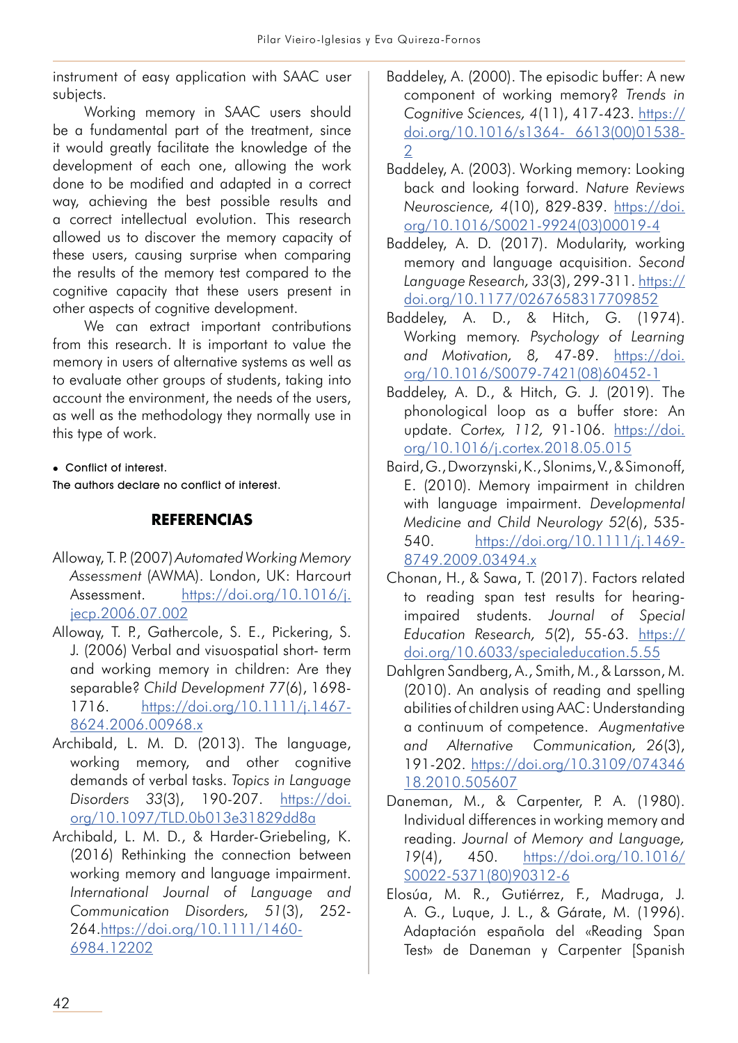instrument of easy application with SAAC user subjects.

Working memory in SAAC users should be a fundamental part of the treatment, since it would greatly facilitate the knowledge of the development of each one, allowing the work done to be modified and adapted in a correct way, achieving the best possible results and a correct intellectual evolution. This research allowed us to discover the memory capacity of these users, causing surprise when comparing the results of the memory test compared to the cognitive capacity that these users present in other aspects of cognitive development.

We can extract important contributions from this research. It is important to value the memory in users of alternative systems as well as to evaluate other groups of students, taking into account the environment, the needs of the users, as well as the methodology they normally use in this type of work.

- Conflict of interest.

The authors declare no conflict of interest.

## REFERENCIAS

Alloway, T. P. (2007) *Automated Working Memory Assessment* (AWMA). London, UK: Harcourt Assessment. https://doi.org/10.1016/j.jecp.2006.07.002

Alloway, T. P., Gathercole, S. E., Pickering, S. J. (2006) Verbal and visuospatial short- term and working memory in children: Are they separable? *Child Development* 77(6), 1698-1716. https://doi.org/10.1111/j.1467-8624.2006.00968.x

Archibald, L. M. D. (2013). The language, working memory, and other cognitive demands of verbal tasks. *Topics in Language Disorders* 33(3), 190-207. https://doi.org/10.1097/TLD.0b013e31829dd8a

Archibald, L. M. D., & Harder-Griebeling, K. (2016) Rethinking the connection between working memory and language impairment. *International Journal of Language and Communication Disorders, 51*(3), 252-264.https://doi.org/10.1111/1460-6984.12202

Baddeley, A. (2000). The episodic buffer: A new component of working memory? *Trends in Cognitive Sciences, 4*(11), 417-423. https://doi.org/10.1016/s1364- 6613(00)01538-2

Baddeley, A. (2003). Working memory: Looking back and looking forward. *Nature Reviews Neuroscience, 4*(10), 829-839. https://doi.org/10.1016/S0021-9924(03)00019-4

Baddeley, A. D. (2017). Modularity, working memory and language acquisition. *Second Language Research*, 33(3), 299-311. https://doi.org/10.1177/0267658317709852

Baddeley, A. D., & Hitch, G. (1974). Working memory. *Psychology of Learning and Motivation, 8,* 47-89. https://doi.org/10.1016/S0079-7421(08)60452-1

Baddeley, A. D., & Hitch, G. J. (2019). The phonological loop as a buffer store: An update. *Cortex, 112,* 91-106. https://doi.org/10.1016/j.cortex.2018.05.015

Baird, G., Dworzynski, K., Slonims, V., & Simonoff, E. (2010). Memory impairment in children with language impairment. *Developmental Medicine and Child Neurology* 52(6), 535-540. https://doi.org/10.1111/j.1469-8749.2009.03494.x

Chonan, H., & Sawa, T. (2017). Factors related to reading span test results for hearing-impaired students. *Journal of Special Education Research, 5*(2), 55-63. https://doi.org/10.6033/specialeducation.5.55

Dahlgren Sandberg, A., Smith, M., & Larsson, M. (2010). An analysis of reading and spelling abilities of children using AAC: Understanding a continuum of competence. *Augmentative and Alternative Communication, 26*(3), 191-202. https://doi.org/10.3109/07434618.2010.505607

Daneman, M., & Carpenter, P. A. (1980). Individual differences in working memory and reading. *Journal of Memory and Language, 19*(4), 450. https://doi.org/10.1016/S0022-5371(80)90312-6

Elosúa, M. R., Gutiérrez, F., Madruga, J. A. G., Luque, J. L., & Gárate, M. (1996). Adaptación española del «Reading Span Test» de Daneman y Carpenter [Spanish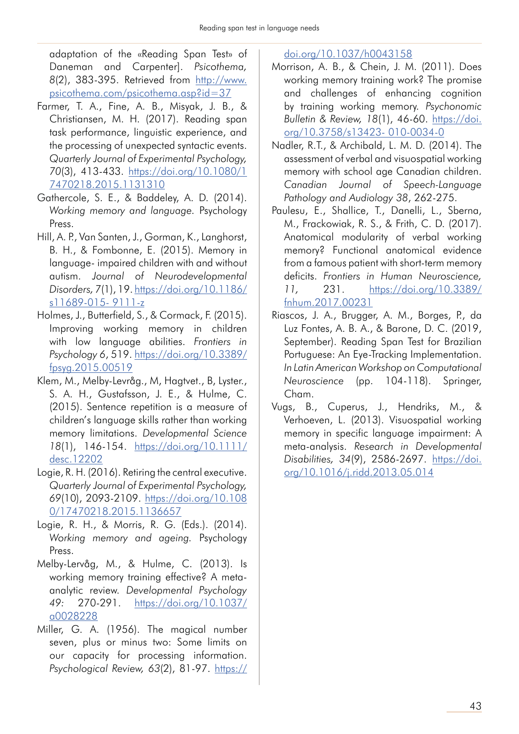adaptation of the «Reading Span Test» of Daneman and Carpenter]. *Psicothema, 8*(2), 383-395. Retrieved from http://www.psicothema.com/psicothema.asp?id=37

Farmer, T. A., Fine, A. B., Misyak, J. B., & Christiansen, M. H. (2017). Reading span task performance, linguistic experience, and the processing of unexpected syntactic events. *Quarterly Journal of Experimental Psychology, 70*(3), 413-433. https://doi.org/10.1080/17470218.2015.1131310

Gathercole, S. E., & Baddeley, A. D. (2014). *Working memory and language*. Psychology Press.

Hill, A. P., Van Santen, J., Gorman, K., Langhorst, B. H., & Fombonne, E. (2015). Memory in language- impaired children with and without autism. *Journal of Neurodevelopmental Disorders, 7*(1), 19. https://doi.org/10.1186/s11689-015- 9111-z

Holmes, J., Butterfield, S., & Cormack, F. (2015). Improving working memory in children with low language abilities. *Frontiers in Psychology 6*, 519. https://doi.org/10.3389/fpsyg.2015.00519

Klem, M., Melby-Levråg., M, Hagtvet., B, Lyster., S. A. H., Gustafsson, J. E., & Hulme, C. (2015). Sentence repetition is a measure of children's language skills rather than working memory limitations. *Developmental Science 18*(1), 146-154. https://doi.org/10.1111/desc.12202

Logie, R. H. (2016). Retiring the central executive. *Quarterly Journal of Experimental Psychology, 69*(10), 2093-2109. https://doi.org/10.1080/17470218.2015.1136657

Logie, R. H., & Morris, R. G. (Eds.). (2014). *Working memory and ageing*. Psychology Press.

Melby-Lervåg, M., & Hulme, C. (2013). Is working memory training effective? A meta-analytic review. *Developmental Psychology 49*: 270-291. https://doi.org/10.1037/a0028228

Miller, G. A. (1956). The magical number seven, plus or minus two: Some limits on our capacity for processing information. *Psychological Review, 63*(2), 81-97. https://doi.org/10.1037/h0043158

Morrison, A. B., & Chein, J. M. (2011). Does working memory training work? The promise and challenges of enhancing cognition by training working memory. *Psychonomic Bulletin & Review, 18*(1), 46-60. https://doi.org/10.3758/s13423- 010-0034-0

Nadler, R.T., & Archibald, L. M. D. (2014). The assessment of verbal and visuospatial working memory with school age Canadian children. *Canadian Journal of Speech-Language Pathology and Audiology 38*, 262-275.

Paulesu, E., Shallice, T., Danelli, L., Sberna, M., Frackowiak, R. S., & Frith, C. D. (2017). Anatomical modularity of verbal working memory? Functional anatomical evidence from a famous patient with short-term memory deficits. *Frontiers in Human Neuroscience, 11*, 231. https://doi.org/10.3389/fnhum.2017.00231

Riascos, J. A., Brugger, A. M., Borges, P., da Luz Fontes, A. B. A., & Barone, D. C. (2019, September). Reading Span Test for Brazilian Portuguese: An Eye-Tracking Implementation. *In Latin American Workshop on Computational Neuroscience* (pp. 104-118). Springer, Cham.

Vugs, B., Cuperus, J., Hendriks, M., & Verhoeven, L. (2013). Visuospatial working memory in specific language impairment: A meta-analysis. *Research in Developmental Disabilities, 34*(9), 2586-2697. https://doi.org/10.1016/j.ridd.2013.05.014